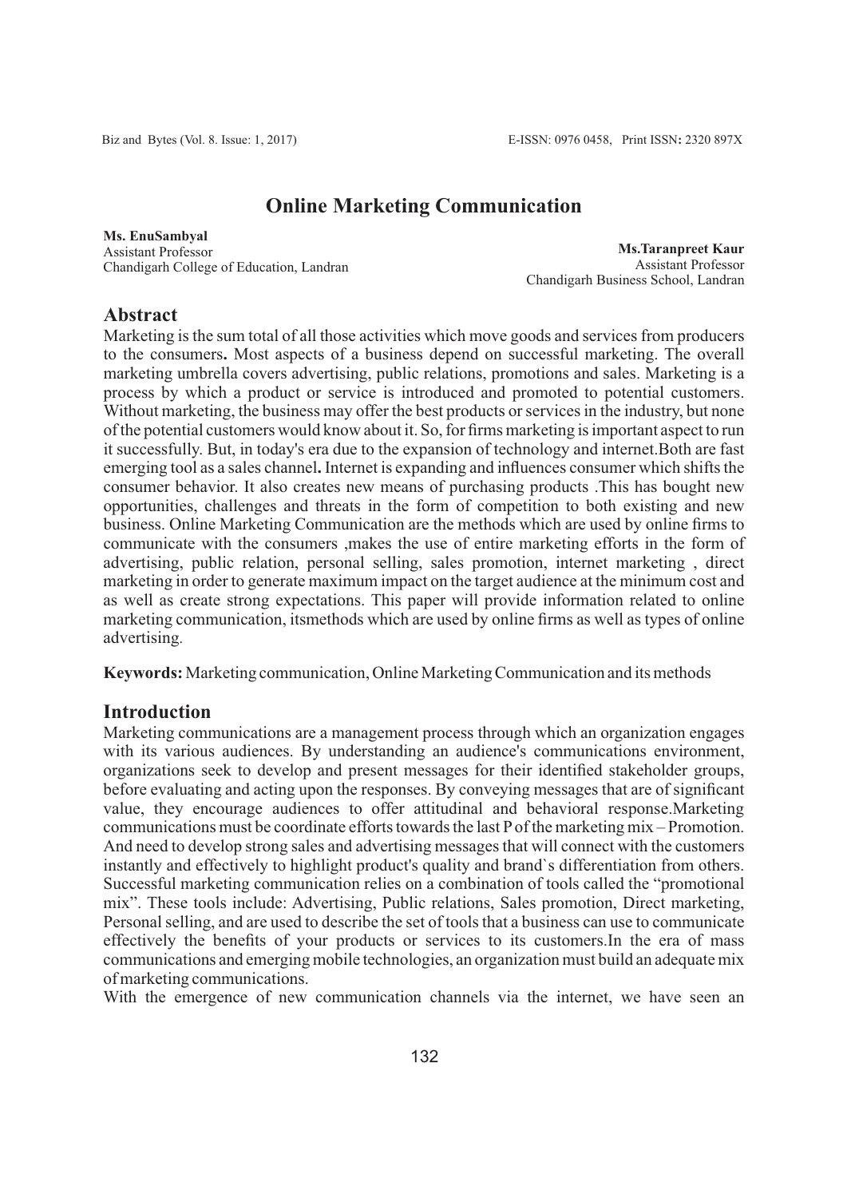# Online Marketing Communication

**Ms. EnuSambyal**
Assistant Professor
Chandigarh College of Education, Landran

**Ms.Taranpreet Kaur**
Assistant Professor
Chandigarh Business School, Landran

## Abstract

Marketing is the sum total of all those activities which move goods and services from producers to the consumers**.** Most aspects of a business depend on successful marketing. The overall marketing umbrella covers advertising, public relations, promotions and sales. Marketing is a process by which a product or service is introduced and promoted to potential customers. Without marketing, the business may offer the best products or services in the industry, but none of the potential customers would know about it. So, for firms marketing is important aspect to run it successfully. But, in today's era due to the expansion of technology and internet.Both are fast emerging tool as a sales channel**.** Internet is expanding and influences consumer which shifts the consumer behavior. It also creates new means of purchasing products .This has bought new opportunities, challenges and threats in the form of competition to both existing and new business. Online Marketing Communication are the methods which are used by online firms to communicate with the consumers ,makes the use of entire marketing efforts in the form of advertising, public relation, personal selling, sales promotion, internet marketing , direct marketing in order to generate maximum impact on the target audience at the minimum cost and as well as create strong expectations. This paper will provide information related to online marketing communication, itsmethods which are used by online firms as well as types of online advertising.

**Keywords:** Marketing communication, Online Marketing Communication and its methods

## Introduction

Marketing communications are a management process through which an organization engages with its various audiences. By understanding an audience's communications environment, organizations seek to develop and present messages for their identified stakeholder groups, before evaluating and acting upon the responses. By conveying messages that are of significant value, they encourage audiences to offer attitudinal and behavioral response.Marketing communications must be coordinate efforts towards the last P of the marketing mix – Promotion. And need to develop strong sales and advertising messages that will connect with the customers instantly and effectively to highlight product's quality and brand`s differentiation from others. Successful marketing communication relies on a combination of tools called the "promotional mix". These tools include: Advertising, Public relations, Sales promotion, Direct marketing, Personal selling, and are used to describe the set of tools that a business can use to communicate effectively the benefits of your products or services to its customers.In the era of mass communications and emerging mobile technologies, an organization must build an adequate mix of marketing communications.

With the emergence of new communication channels via the internet, we have seen an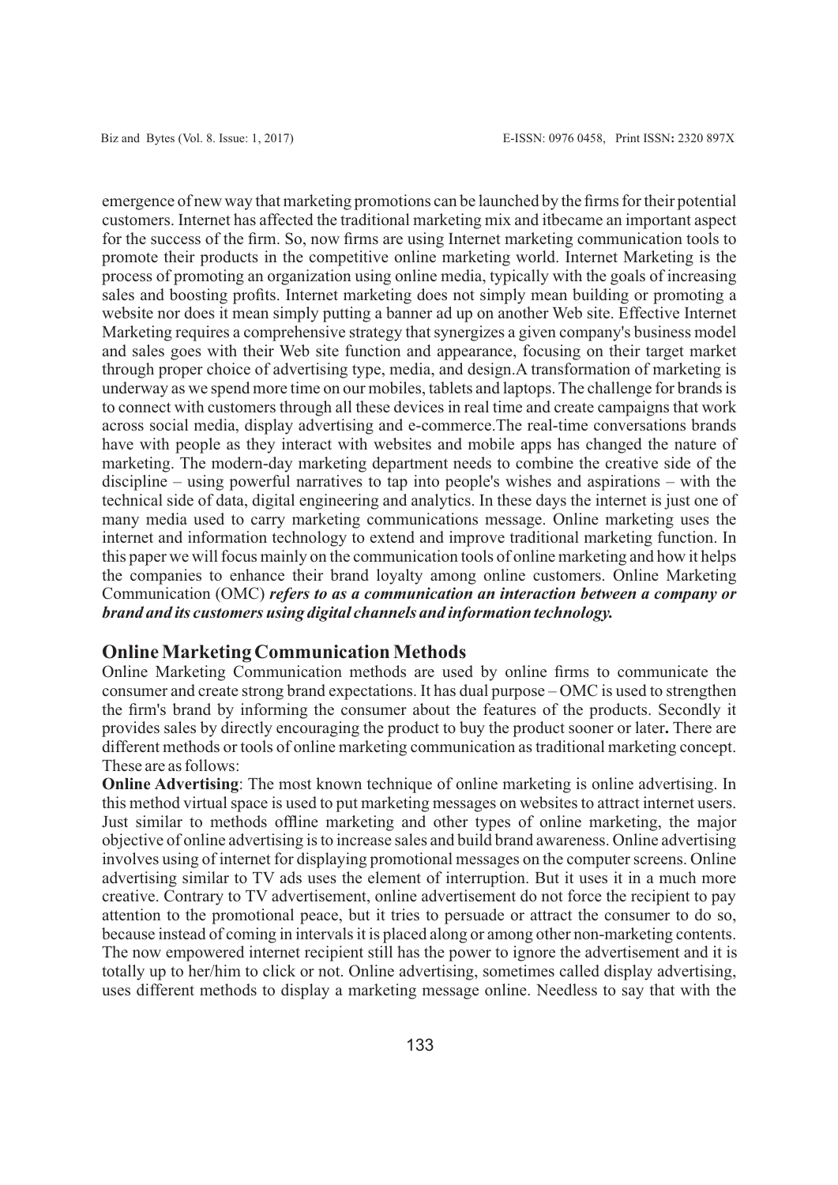emergence of new way that marketing promotions can be launched by the firms for their potential customers. Internet has affected the traditional marketing mix and itbecame an important aspect for the success of the firm. So, now firms are using Internet marketing communication tools to promote their products in the competitive online marketing world. Internet Marketing is the process of promoting an organization using online media, typically with the goals of increasing sales and boosting profits. Internet marketing does not simply mean building or promoting a website nor does it mean simply putting a banner ad up on another Web site. Effective Internet Marketing requires a comprehensive strategy that synergizes a given company's business model and sales goes with their Web site function and appearance, focusing on their target market through proper choice of advertising type, media, and design.A transformation of marketing is underway as we spend more time on our mobiles, tablets and laptops. The challenge for brands is to connect with customers through all these devices in real time and create campaigns that work across social media, display advertising and e-commerce.The real-time conversations brands have with people as they interact with websites and mobile apps has changed the nature of marketing. The modern-day marketing department needs to combine the creative side of the discipline – using powerful narratives to tap into people's wishes and aspirations – with the technical side of data, digital engineering and analytics. In these days the internet is just one of many media used to carry marketing communications message. Online marketing uses the internet and information technology to extend and improve traditional marketing function. In this paper we will focus mainly on the communication tools of online marketing and how it helps the companies to enhance their brand loyalty among online customers. Online Marketing Communication (OMC) ***refers to as a communication an interaction between a company or brand and its customers using digital channels and information technology.***

## Online Marketing Communication Methods

Online Marketing Communication methods are used by online firms to communicate the consumer and create strong brand expectations. It has dual purpose – OMC is used to strengthen the firm's brand by informing the consumer about the features of the products. Secondly it provides sales by directly encouraging the product to buy the product sooner or later**.** There are different methods or tools of online marketing communication as traditional marketing concept. These are as follows:

**Online Advertising**: The most known technique of online marketing is online advertising. In this method virtual space is used to put marketing messages on websites to attract internet users. Just similar to methods offline marketing and other types of online marketing, the major objective of online advertising is to increase sales and build brand awareness. Online advertising involves using of internet for displaying promotional messages on the computer screens. Online advertising similar to TV ads uses the element of interruption. But it uses it in a much more creative. Contrary to TV advertisement, online advertisement do not force the recipient to pay attention to the promotional peace, but it tries to persuade or attract the consumer to do so, because instead of coming in intervals it is placed along or among other non-marketing contents. The now empowered internet recipient still has the power to ignore the advertisement and it is totally up to her/him to click or not. Online advertising, sometimes called display advertising, uses different methods to display a marketing message online. Needless to say that with the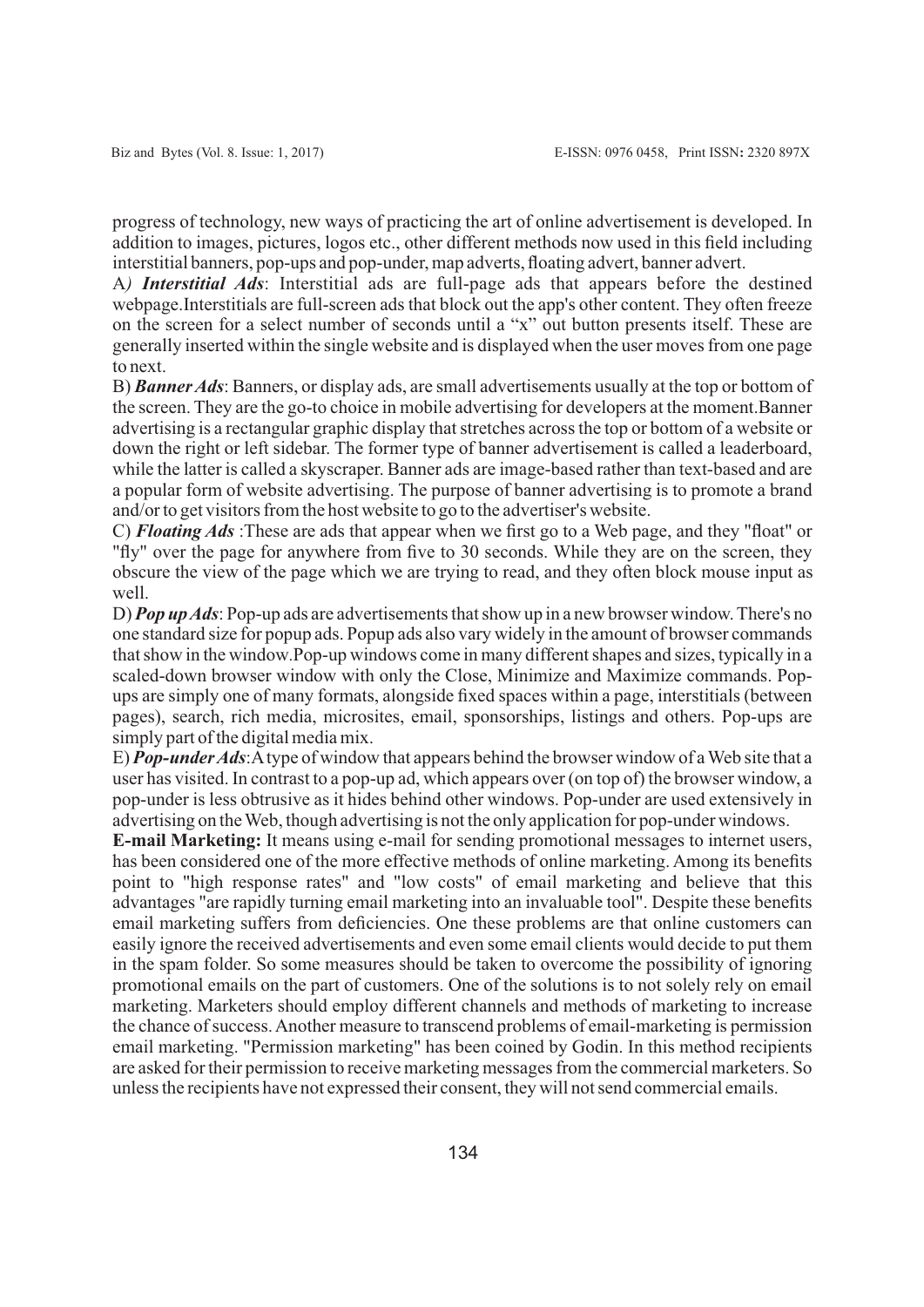progress of technology, new ways of practicing the art of online advertisement is developed. In addition to images, pictures, logos etc., other different methods now used in this field including interstitial banners, pop-ups and pop-under, map adverts, floating advert, banner advert.

A*)* ***Interstitial Ads***: Interstitial ads are full-page ads that appears before the destined webpage.Interstitials are full-screen ads that block out the app's other content. They often freeze on the screen for a select number of seconds until a "x" out button presents itself. These are generally inserted within the single website and is displayed when the user moves from one page to next.

B) ***Banner Ads***: Banners, or display ads, are small advertisements usually at the top or bottom of the screen. They are the go-to choice in mobile advertising for developers at the moment.Banner advertising is a rectangular graphic display that stretches across the top or bottom of a website or down the right or left sidebar. The former type of banner advertisement is called a leaderboard, while the latter is called a skyscraper. Banner ads are image-based rather than text-based and are a popular form of website advertising. The purpose of banner advertising is to promote a brand and/or to get visitors from the host website to go to the advertiser's website.

C) ***Floating Ads*** :These are ads that appear when we first go to a Web page, and they "float" or "fly" over the page for anywhere from five to 30 seconds. While they are on the screen, they obscure the view of the page which we are trying to read, and they often block mouse input as well.

D) ***Pop up Ads***: Pop-up ads are advertisements that show up in a new browser window. There's no one standard size for popup ads. Popup ads also vary widely in the amount of browser commands that show in the window.Pop-up windows come in many different shapes and sizes, typically in a scaled-down browser window with only the Close, Minimize and Maximize commands. Pop-ups are simply one of many formats, alongside fixed spaces within a page, interstitials (between pages), search, rich media, microsites, email, sponsorships, listings and others. Pop-ups are simply part of the digital media mix.

E) ***Pop-under Ads***:A type of window that appears behind the browser window of a Web site that a user has visited. In contrast to a pop-up ad, which appears over (on top of) the browser window, a pop-under is less obtrusive as it hides behind other windows. Pop-under are used extensively in advertising on the Web, though advertising is not the only application for pop-under windows.

**E-mail Marketing:** It means using e-mail for sending promotional messages to internet users, has been considered one of the more effective methods of online marketing. Among its benefits point to "high response rates" and "low costs" of email marketing and believe that this advantages "are rapidly turning email marketing into an invaluable tool". Despite these benefits email marketing suffers from deficiencies. One these problems are that online customers can easily ignore the received advertisements and even some email clients would decide to put them in the spam folder. So some measures should be taken to overcome the possibility of ignoring promotional emails on the part of customers. One of the solutions is to not solely rely on email marketing. Marketers should employ different channels and methods of marketing to increase the chance of success. Another measure to transcend problems of email-marketing is permission email marketing. "Permission marketing" has been coined by Godin. In this method recipients are asked for their permission to receive marketing messages from the commercial marketers. So unless the recipients have not expressed their consent, they will not send commercial emails.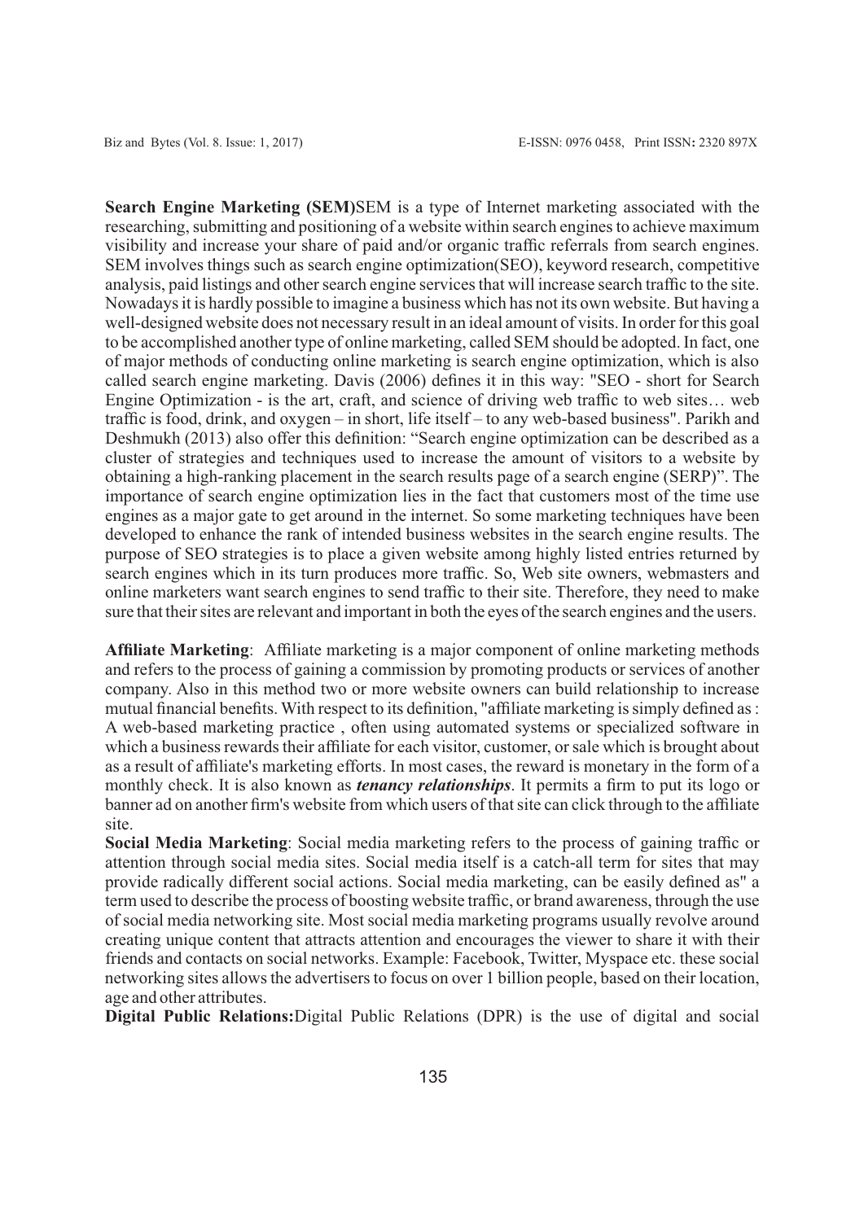**Search Engine Marketing (SEM)**SEM is a type of Internet marketing associated with the researching, submitting and positioning of a website within search engines to achieve maximum visibility and increase your share of paid and/or organic traffic referrals from search engines. SEM involves things such as search engine optimization(SEO), keyword research, competitive analysis, paid listings and other search engine services that will increase search traffic to the site. Nowadays it is hardly possible to imagine a business which has not its own website. But having a well-designed website does not necessary result in an ideal amount of visits. In order for this goal to be accomplished another type of online marketing, called SEM should be adopted. In fact, one of major methods of conducting online marketing is search engine optimization, which is also called search engine marketing. Davis (2006) defines it in this way: "SEO - short for Search Engine Optimization - is the art, craft, and science of driving web traffic to web sites… web traffic is food, drink, and oxygen – in short, life itself – to any web-based business". Parikh and Deshmukh (2013) also offer this definition: "Search engine optimization can be described as a cluster of strategies and techniques used to increase the amount of visitors to a website by obtaining a high-ranking placement in the search results page of a search engine (SERP)". The importance of search engine optimization lies in the fact that customers most of the time use engines as a major gate to get around in the internet. So some marketing techniques have been developed to enhance the rank of intended business websites in the search engine results. The purpose of SEO strategies is to place a given website among highly listed entries returned by search engines which in its turn produces more traffic. So, Web site owners, webmasters and online marketers want search engines to send traffic to their site. Therefore, they need to make sure that their sites are relevant and important in both the eyes of the search engines and the users.

**Affiliate Marketing**: Affiliate marketing is a major component of online marketing methods and refers to the process of gaining a commission by promoting products or services of another company. Also in this method two or more website owners can build relationship to increase mutual financial benefits. With respect to its definition, "affiliate marketing is simply defined as : A web-based marketing practice , often using automated systems or specialized software in which a business rewards their affiliate for each visitor, customer, or sale which is brought about as a result of affiliate's marketing efforts. In most cases, the reward is monetary in the form of a monthly check. It is also known as ***tenancy relationships***. It permits a firm to put its logo or banner ad on another firm's website from which users of that site can click through to the affiliate site.

**Social Media Marketing**: Social media marketing refers to the process of gaining traffic or attention through social media sites. Social media itself is a catch-all term for sites that may provide radically different social actions. Social media marketing, can be easily defined as" a term used to describe the process of boosting website traffic, or brand awareness, through the use of social media networking site. Most social media marketing programs usually revolve around creating unique content that attracts attention and encourages the viewer to share it with their friends and contacts on social networks. Example: Facebook, Twitter, Myspace etc. these social networking sites allows the advertisers to focus on over 1 billion people, based on their location, age and other attributes.

**Digital Public Relations:**Digital Public Relations (DPR) is the use of digital and social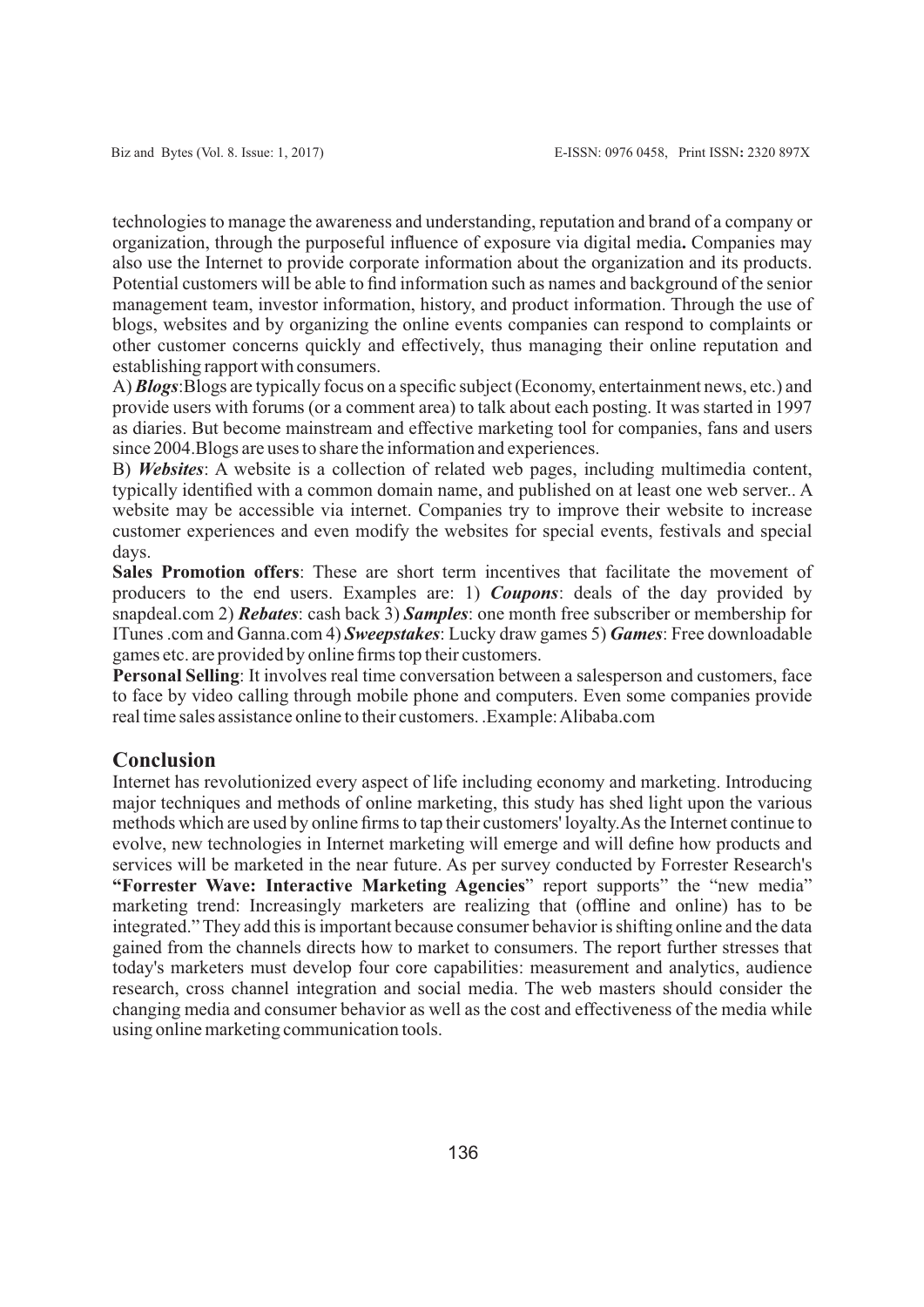technologies to manage the awareness and understanding, reputation and brand of a company or organization, through the purposeful influence of exposure via digital media**.** Companies may also use the Internet to provide corporate information about the organization and its products. Potential customers will be able to find information such as names and background of the senior management team, investor information, history, and product information. Through the use of blogs, websites and by organizing the online events companies can respond to complaints or other customer concerns quickly and effectively, thus managing their online reputation and establishing rapport with consumers.

A) ***Blogs***:Blogs are typically focus on a specific subject (Economy, entertainment news, etc.) and provide users with forums (or a comment area) to talk about each posting. It was started in 1997 as diaries. But become mainstream and effective marketing tool for companies, fans and users since 2004.Blogs are uses to share the information and experiences.

B) ***Websites***: A website is a collection of related web pages, including multimedia content, typically identified with a common domain name, and published on at least one web server.. A website may be accessible via internet. Companies try to improve their website to increase customer experiences and even modify the websites for special events, festivals and special days.

**Sales Promotion offers**: These are short term incentives that facilitate the movement of producers to the end users. Examples are: 1) ***Coupons***: deals of the day provided by snapdeal.com 2) ***Rebates***: cash back 3) ***Samples***: one month free subscriber or membership for ITunes .com and Ganna.com 4) ***Sweepstakes***: Lucky draw games 5) ***Games***: Free downloadable games etc. are provided by online firms top their customers.

**Personal Selling**: It involves real time conversation between a salesperson and customers, face to face by video calling through mobile phone and computers. Even some companies provide real time sales assistance online to their customers. .Example: Alibaba.com

## Conclusion

Internet has revolutionized every aspect of life including economy and marketing. Introducing major techniques and methods of online marketing, this study has shed light upon the various methods which are used by online firms to tap their customers' loyalty.As the Internet continue to evolve, new technologies in Internet marketing will emerge and will define how products and services will be marketed in the near future. As per survey conducted by Forrester Research's **"Forrester Wave: Interactive Marketing Agencies**" report supports" the "new media" marketing trend: Increasingly marketers are realizing that (offline and online) has to be integrated." They add this is important because consumer behavior is shifting online and the data gained from the channels directs how to market to consumers. The report further stresses that today's marketers must develop four core capabilities: measurement and analytics, audience research, cross channel integration and social media. The web masters should consider the changing media and consumer behavior as well as the cost and effectiveness of the media while using online marketing communication tools.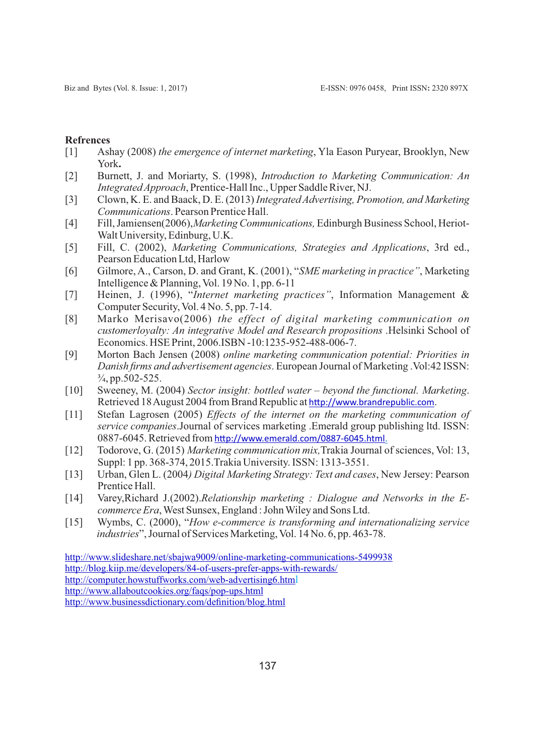**Refrences**

[1] Ashay (2008) *the emergence of internet marketing*, Yla Eason Puryear, Brooklyn, New York**.**

[2] Burnett, J. and Moriarty, S. (1998), *Introduction to Marketing Communication: An Integrated Approach*, Prentice-Hall Inc., Upper Saddle River, NJ.

[3] Clown, K. E. and Baack, D. E. (2013) *Integrated Advertising, Promotion, and Marketing Communications*. Pearson Prentice Hall.

[4] Fill, Jamiensen(2006),*Marketing Communications,* Edinburgh Business School, Heriot-Walt University, Edinburg, U.K.

[5] Fill, C. (2002), *Marketing Communications, Strategies and Applications*, 3rd ed., Pearson Education Ltd, Harlow

[6] Gilmore, A., Carson, D. and Grant, K. (2001), "*SME marketing in practice"*, Marketing Intelligence & Planning, Vol. 19 No. 1, pp. 6-11

[7] Heinen, J. (1996), "*Internet marketing practices"*, Information Management & Computer Security, Vol. 4 No. 5, pp. 7-14.

[8] Marko Merisavo(2006) *the effect of digital marketing communication on customerloyalty: An integrative Model and Research propositions* .Helsinki School of Economics. HSE Print, 2006.ISBN -10:1235-952-488-006-7.

[9] Morton Bach Jensen (2008) *online marketing communication potential: Priorities in Danish firms and advertisement agencies*. European Journal of Marketing .Vol:42 ISSN: ¾, pp.502-525.

[10] Sweeney, M. (2004) *Sector insight: bottled water – beyond the functional. Marketing*. Retrieved 18 August 2004 from Brand Republic at http://www.brandrepublic.com.

[11] Stefan Lagrosen (2005) *Effects of the internet on the marketing communication of service companies*.Journal of services marketing .Emerald group publishing ltd. ISSN: 0887-6045. Retrieved from http://www.emerald.com/0887-6045.html.

[12] Todorove, G. (2015) *Marketing communication mix,*Trakia Journal of sciences, Vol: 13, Suppl: 1 pp. 368-374, 2015.Trakia University. ISSN: 1313-3551.

[13] Urban, Glen L. (2004*) Digital Marketing Strategy: Text and cases*, New Jersey: Pearson Prentice Hall.

[14] Varey,Richard J.(2002).*Relationship marketing : Dialogue and Networks in the E-commerce Era*, West Sunsex, England : John Wiley and Sons Ltd.

[15] Wymbs, C. (2000), "*How e-commerce is transforming and internationalizing service industries*", Journal of Services Marketing, Vol. 14 No. 6, pp. 463-78.

http://www.slideshare.net/sbajwa9009/online-marketing-communications-5499938
http://blog.kiip.me/developers/84-of-users-prefer-apps-with-rewards/
http://computer.howstuffworks.com/web-advertising6.html
http://www.allaboutcookies.org/faqs/pop-ups.html
http://www.businessdictionary.com/definition/blog.html